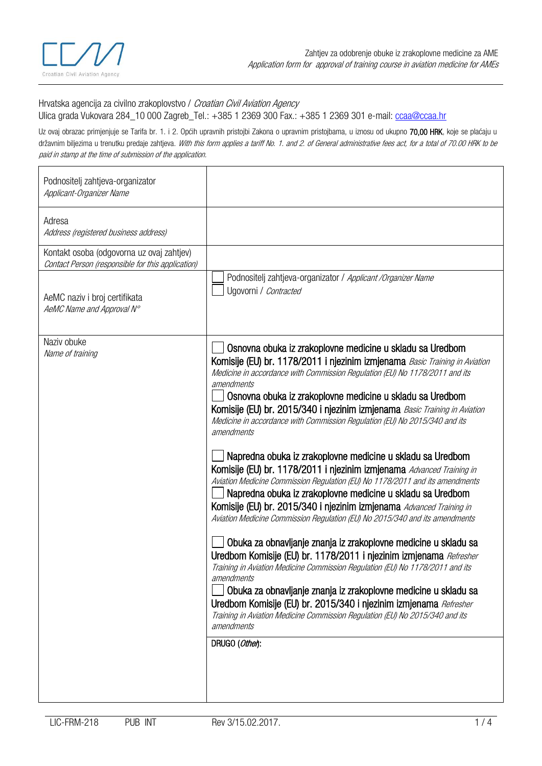Zahtjev za odobrenje obuke iz zrakoplovne medicine za AME
*Application form for approval of training course in aviation medicine for AMEs*

Hrvatska agencija za civilno zrakoplovstvo / *Croatian Civil Aviation Agency*
Ulica grada Vukovara 284_10 000 Zagreb_Tel.: +385 1 2369 300 Fax.: +385 1 2369 301 e-mail: ccaa@ccaa.hr

Uz ovaj obrazac primjenjuje se Tarifa br. 1. i 2. Općih upravnih pristojbi Zakona o upravnim pristojbama, u iznosu od ukupno **70,00 HRK**, koje se plaćaju u državnim biljezima u trenutku predaje zahtjeva. *With this form applies a tariff No. 1. and 2. of General administrative fees act, for a total of 70.00 HRK to be paid in stamp at the time of submission of the application.*

| | |
|---|---|
| Podnositelj zahtjeva-organizator *Applicant-Organizer Name* | |
| Adresa *Address (registered business address)* | |
| Kontakt osoba (odgovorna uz ovaj zahtjev) *Contact Person (responsible for this application)* | |
| AeMC naziv i broj certifikata *AeMC Name and Approval N°* | ☐ Podnositelj zahtjeva-organizator / *Applicant /Organizer Name*<br>☐ Ugovorni / *Contracted* |
| Naziv obuke *Name of training* | ☐ **Osnovna obuka iz zrakoplovne medicine u skladu sa Uredbom Komisije (EU) br. 1178/2011 i njezinim izmjenama** *Basic Training in Aviation Medicine in accordance with Commission Regulation (EU) No 1178/2011 and its amendments*<br>☐ **Osnovna obuka iz zrakoplovne medicine u skladu sa Uredbom Komisije (EU) br. 2015/340 i njezinim izmjenama** *Basic Training in Aviation Medicine in accordance with Commission Regulation (EU) No 2015/340 and its amendments*<br><br>☐ **Napredna obuka iz zrakoplovne medicine u skladu sa Uredbom Komisije (EU) br. 1178/2011 i njezinim izmjenama** *Advanced Training in Aviation Medicine Commission Regulation (EU) No 1178/2011 and its amendments*<br>☐ **Napredna obuka iz zrakoplovne medicine u skladu sa Uredbom Komisije (EU) br. 2015/340 i njezinim izmjenama** *Advanced Training in Aviation Medicine Commission Regulation (EU) No 2015/340 and its amendments*<br><br>☐ **Obuka za obnavljanje znanja iz zrakoplovne medicine u skladu sa Uredbom Komisije (EU) br. 1178/2011 i njezinim izmjenama** *Refresher Training in Aviation Medicine Commission Regulation (EU) No 1178/2011 and its amendments*<br>☐ **Obuka za obnavljanje znanja iz zrakoplovne medicine u skladu sa Uredbom Komisije (EU) br. 2015/340 i njezinim izmjenama** *Refresher Training in Aviation Medicine Commission Regulation (EU) No 2015/340 and its amendments* |
| | DRUGO (*Other*): |

LIC-FRM-218 PUB INT Rev 3/15.02.2017.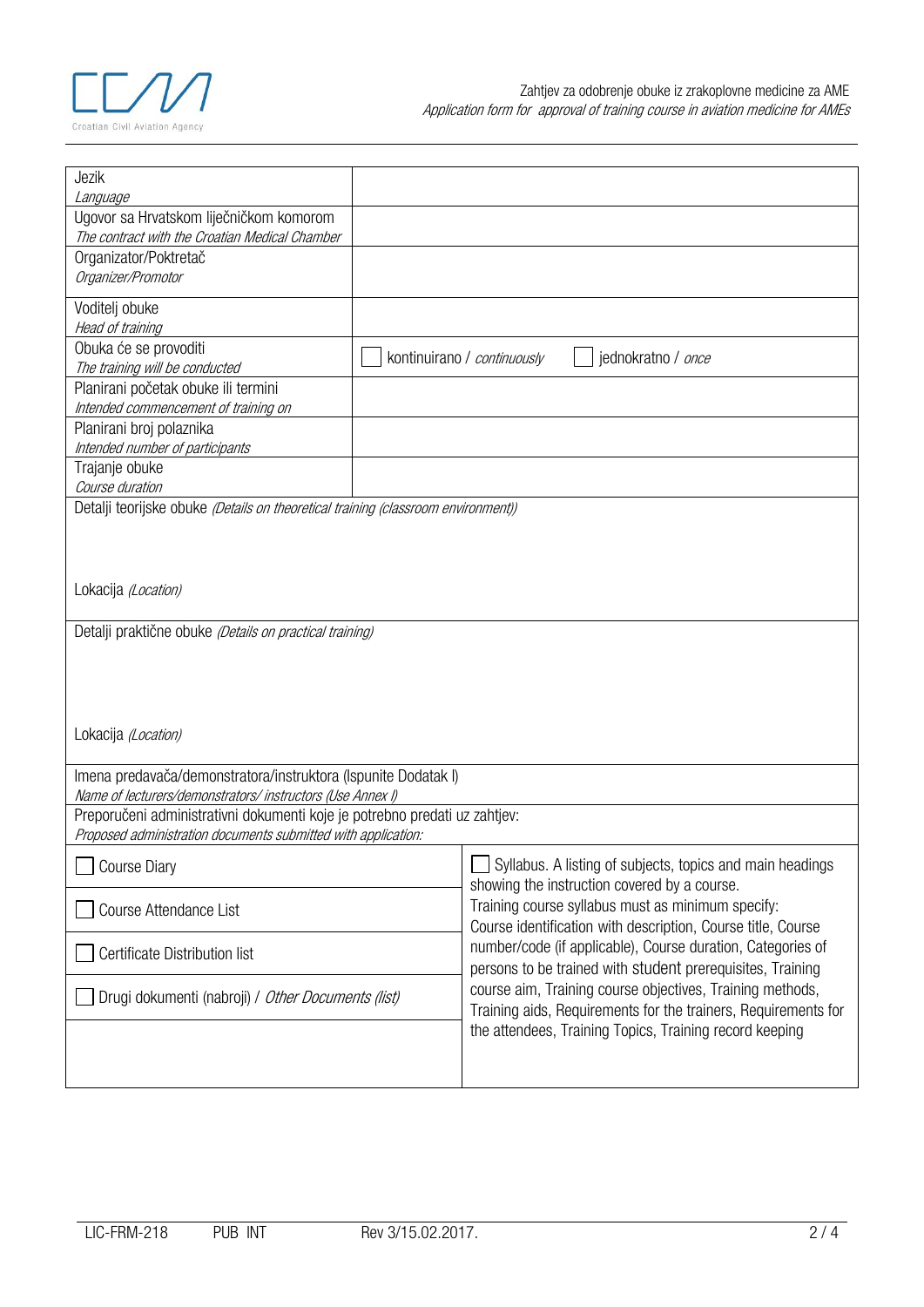| | |
|---|---|
| Jezik<br>*Language* | |
| Ugovor sa Hrvatskom liječničkom komorom<br>*The contract with the Croatian Medical Chamber* | |
| Organizator/Poktretač<br>*Organizer/Promotor* | |
| Voditelj obuke<br>*Head of training* | |
| Obuka će se provoditi<br>*The training will be conducted* | ☐ kontinuirano / *continuously* ☐ jednokratno / *once* |
| Planirani početak obuke ili termini<br>*Intended commencement of training on* | |
| Planirani broj polaznika<br>*Intended number of participants* | |
| Trajanje obuke<br>*Course duration* | |

Detalji teorijske obuke *(Details on theoretical training (classroom environment))*

Lokacija *(Location)*

Detalji praktične obuke *(Details on practical training)*

Lokacija *(Location)*

Imena predavača/demonstratora/instruktora (Ispunite Dodatak I)
*Name of lecturers/demonstrators/ instructors (Use Annex I)*

Preporučeni administrativni dokumenti koje je potrebno predati uz zahtjev:
*Proposed administration documents submitted with application:*

| | |
|---|---|
| ☐ Course Diary | ☐ Syllabus. A listing of subjects, topics and main headings showing the instruction covered by a course.<br>Training course syllabus must as minimum specify: Course identification with description, Course title, Course number/code (if applicable), Course duration, Categories of persons to be trained with student prerequisites, Training course aim, Training course objectives, Training methods, Training aids, Requirements for the trainers, Requirements for the attendees, Training Topics, Training record keeping |
| ☐ Course Attendance List | |
| ☐ Certificate Distribution list | |
| ☐ Drugi dokumenti (nabroji) / *Other Documents (list)* | |
| | |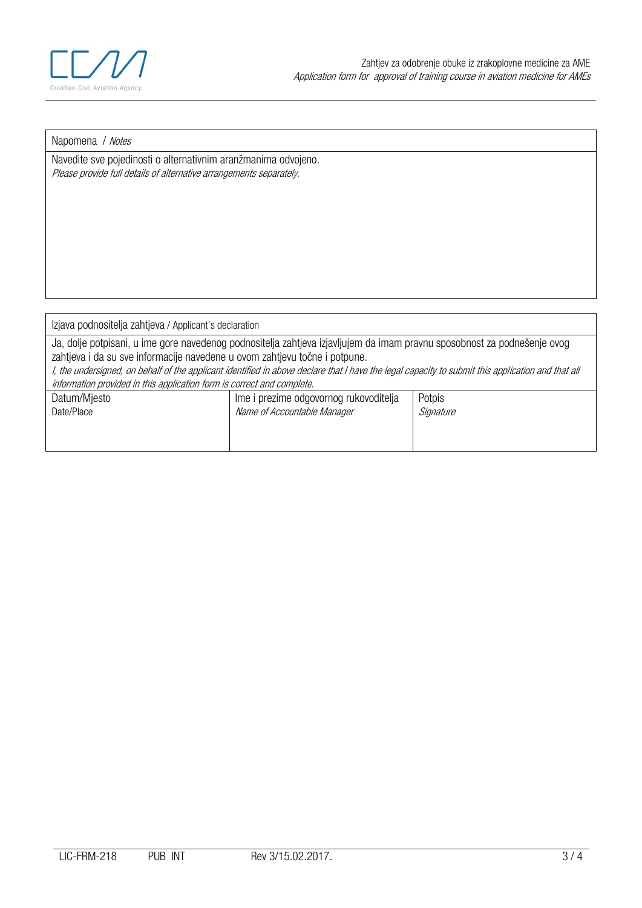| Napomena / *Notes* |
| --- |
| Navedite sve pojedinosti o alternativnim aranžmanima odvojeno.<br>*Please provide full details of alternative arrangements separately.* |

| Izjava podnositelja zahtjeva / Applicant's declaration | | |
| --- | --- | --- |
| Ja, dolje potpisani, u ime gore navedenog podnositelja zahtjeva izjavljujem da imam pravnu sposobnost za podnešenje ovog zahtjeva i da su sve informacije navedene u ovom zahtjevu točne i potpune.<br>*I, the undersigned, on behalf of the applicant identified in above declare that I have the legal capacity to submit this application and that all information provided in this application form is correct and complete.* | | |
| Datum/Mjesto<br>Date/Place | Ime i prezime odgovornog rukovoditelja<br>*Name of Accountable Manager* | Potpis<br>*Signature* |

LIC-FRM-218 PUB INT Rev 3/15.02.2017.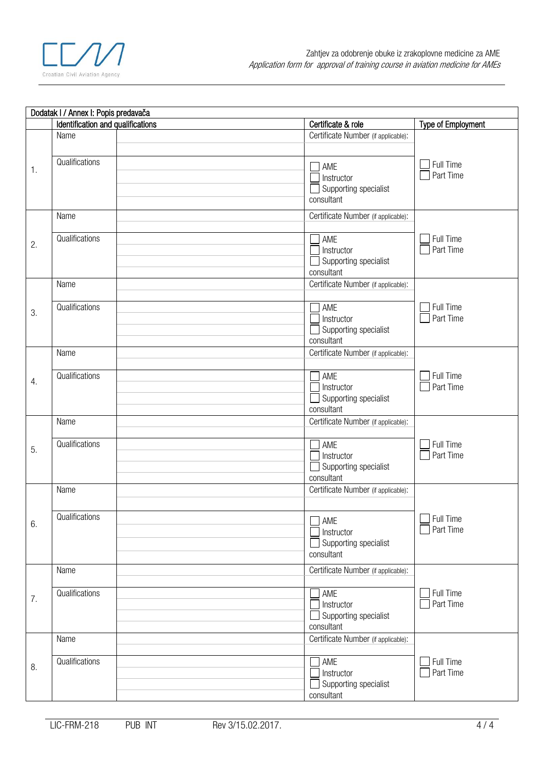Croatian Civil Aviation Agency

Zahtjev za odobrenje obuke iz zrakoplovne medicine za AME
*Application form for approval of training course in aviation medicine for AMEs*

| Dodatak I / Annex I: Popis predavača | | | | |
|---|---|---|---|---|
| | Identification and qualifications | | Certificate & role | Type of Employment |
| 1. | Name | | Certificate Number (if applicable): | ☐ Full Time ☐ Part Time |
| | Qualifications | | ☐ AME ☐ Instructor ☐ Supporting specialist consultant | |
| 2. | Name | | Certificate Number (if applicable): | ☐ Full Time ☐ Part Time |
| | Qualifications | | ☐ AME ☐ Instructor ☐ Supporting specialist consultant | |
| 3. | Name | | Certificate Number (if applicable): | ☐ Full Time ☐ Part Time |
| | Qualifications | | ☐ AME ☐ Instructor ☐ Supporting specialist consultant | |
| 4. | Name | | Certificate Number (if applicable): | ☐ Full Time ☐ Part Time |
| | Qualifications | | ☐ AME ☐ Instructor ☐ Supporting specialist consultant | |
| 5. | Name | | Certificate Number (if applicable): | ☐ Full Time ☐ Part Time |
| | Qualifications | | ☐ AME ☐ Instructor ☐ Supporting specialist consultant | |
| 6. | Name | | Certificate Number (if applicable): | ☐ Full Time ☐ Part Time |
| | Qualifications | | ☐ AME ☐ Instructor ☐ Supporting specialist consultant | |
| 7. | Name | | Certificate Number (if applicable): | ☐ Full Time ☐ Part Time |
| | Qualifications | | ☐ AME ☐ Instructor ☐ Supporting specialist consultant | |
| 8. | Name | | Certificate Number (if applicable): | ☐ Full Time ☐ Part Time |
| | Qualifications | | ☐ AME ☐ Instructor ☐ Supporting specialist consultant | |

LIC-FRM-218 PUB INT Rev 3/15.02.2017.